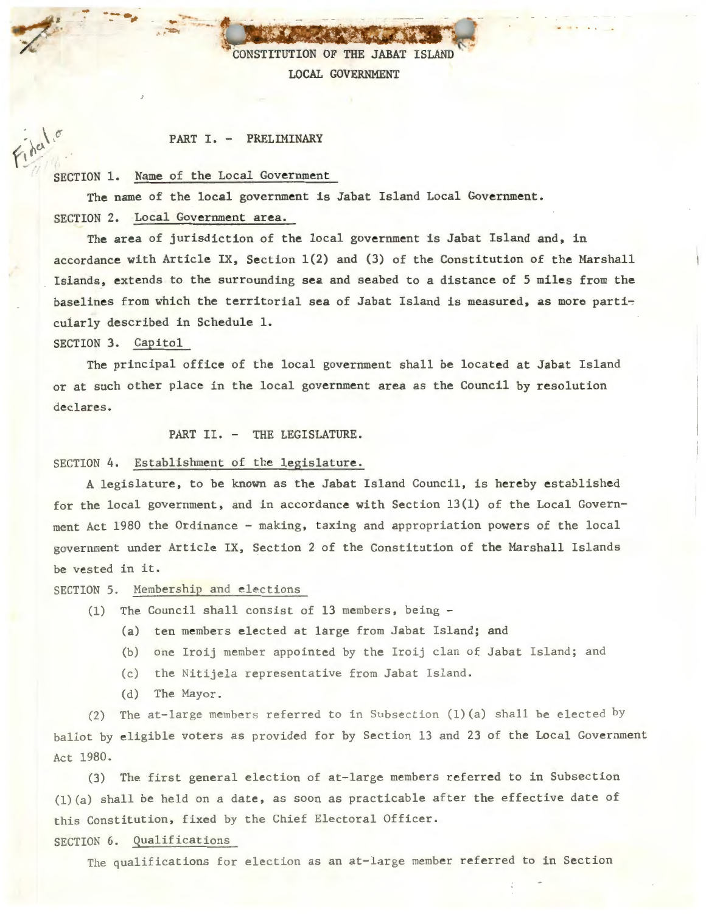# CONSTITUTION OF THE JABAT ISLAND LOCAL GOVERNMENT

## PART I. - PRELIMINARY

### SECTION 1. Name of the Local Government

The name of the local government is Jabat Island Local Government.

### SECTION 2. Local Government area.

The area of jurisdiction of the local government is Jabat Island and, in accordance with Article IX, Section 1(2) and (3) of the Constitution of the Marshall Islands, extends to the surrounding sea and seabed to a distance of 5 miles from the baselines from which the territorial sea of Jabat Island is measured, as more particularly described in Schedule 1.

### SECTION 3. Capitol

The principal office of the local government shall be located at Jabat Island or at such other place in the local government area as the Council by resolution declares.

## PART II. - THE LEGISLATURE.

### SECTION 4. Establishment of the legislature.

A legislature, to be known as the Jabat Island Council, is hereby established for the local government, and in accordance with Section 13(1) of the Local Government Act 1980 the Ordinance - making, taxing and appropriation powers of the local government under Article IX, Section 2 of the Constitution of the Marshall Islands be vested in it.

### SECTION 5. Membership and elections

(1) The Council shall consist of 13 members, being -

- (a) ten members elected at large from Jabat Island; and
- (b) one Iroij member appointed by the Iroij clan of Jabat Island; and
- (c) the Nitijela representative from Jabat Island.
- (d) The Mayor.

(2) The at-large members referred to in Subsection (1)(a) shall be elected by ballot by eligible voters as provided for by Section 13 and 23 of the Local Government Act 1980.

(3) The first general election of at-large members referred to in Subsection (1)(a) shall be held on a date, as soon as practicable after the effective date of this Constitution, fixed by the Chief Electoral Officer.

### SECTION 6. Qualifications

The qualifications for election as an at-large member referred to in Section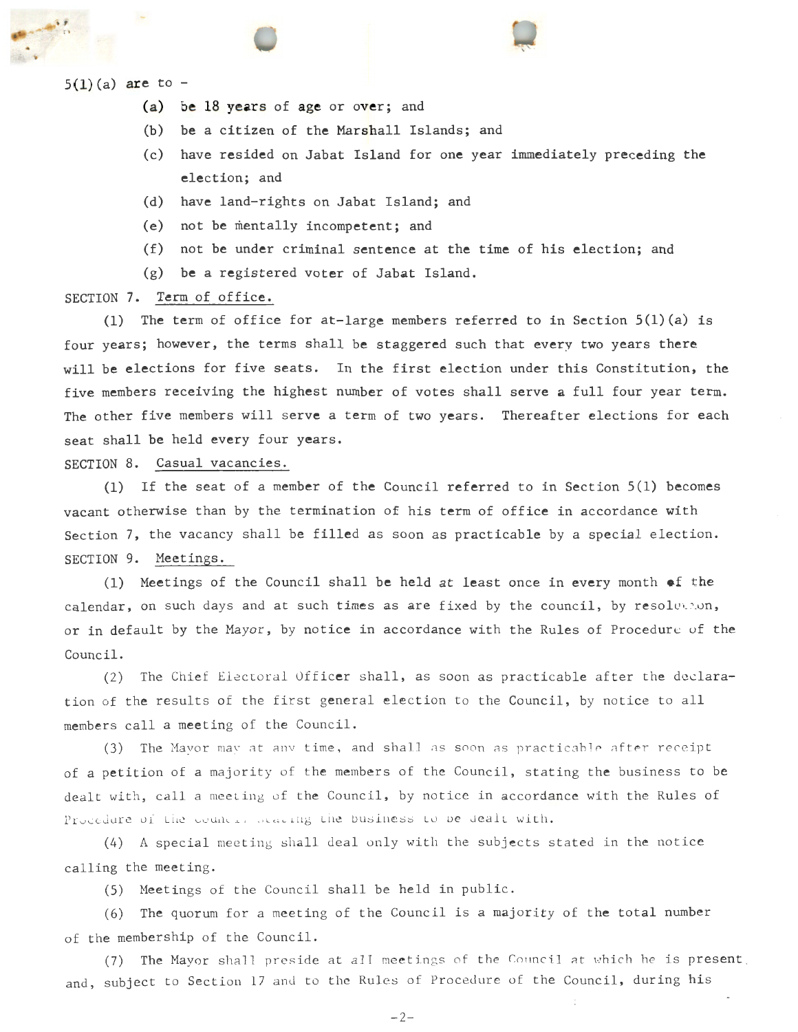5(1)(a) are to -

- (a) be 18 years of age or over; and
- (b) be a citizen of the Marshall Islands; and
- (c) have resided on Jabat Island for one year immediately preceding the election; and
- (d) have land-rights on Jabat Island; and
- (e) not be mentally incompetent; and
- (f) not be under criminal sentence at the time of his election; and
- (g) be a registered voter of Jabat Island.

SECTION 7. Term of office.

(1) The term of office for at-large members referred to in Section 5(1)(a) is four years; however, the terms shall be staggered such that every two years there will be elections for five seats. In the first election under this Constitution, the five members receiving the highest number of votes shall serve a full four year term. The other five members will serve a term of two years. Thereafter elections for each seat shall be held every four years.

SECTION 8. Casual vacancies.

(1) If the seat of a member of the Council referred to in Section 5(1) becomes vacant otherwise than by the termination of his term of office in accordance with Section 7, the vacancy shall be filled as soon as practicable by a special election.

SECTION 9. Meetings.

(1) Meetings of the Council shall be held at least once in every month of the calendar, on such days and at such times as are fixed by the council, by resolution, or in default by the Mayor, by notice in accordance with the Rules of Procedure of the Council.

(2) The Chief Electoral Officer shall, as soon as practicable after the declaration of the results of the first general election to the Council, by notice to all members call a meeting of the Council.

(3) The Mayor may at any time, and shall as soon as practicable after receipt of a petition of a majority of the members of the Council, stating the business to be dealt with, call a meeting of the Council, by notice in accordance with the Rules of Procedure of the Council, stating the business to be dealt with.

(4) A special meeting shall deal only with the subjects stated in the notice calling the meeting.

(5) Meetings of the Council shall be held in public.

(6) The quorum for a meeting of the Council is a majority of the total number of the membership of the Council.

(7) The Mayor shall preside at all meetings of the Council at which he is present, and, subject to Section 17 and to the Rules of Procedure of the Council, during his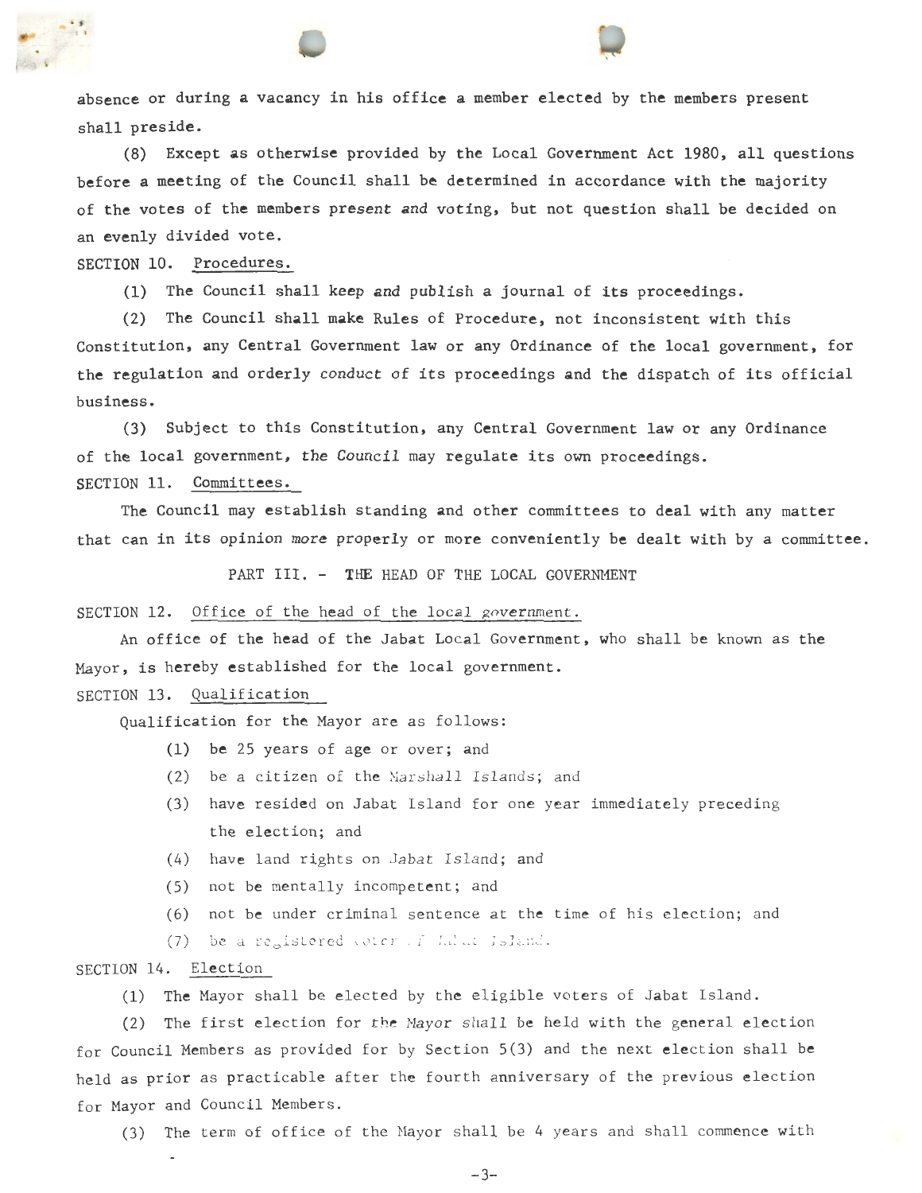absence or during a vacancy in his office a member elected by the members present shall preside.

(8) Except as otherwise provided by the Local Government Act 1980, all questions before a meeting of the Council shall be determined in accordance with the majority of the votes of the members present and voting, but not question shall be decided on an evenly divided vote.

SECTION 10. Procedures.

(1) The Council shall keep and publish a journal of its proceedings.

(2) The Council shall make Rules of Procedure, not inconsistent with this Constitution, any Central Government law or any Ordinance of the local government, for the regulation and orderly conduct of its proceedings and the dispatch of its official business.

(3) Subject to this Constitution, any Central Government law or any Ordinance of the local government, the Council may regulate its own proceedings.

SECTION 11. Committees.

The Council may establish standing and other committees to deal with any matter that can in its opinion more properly or more conveniently be dealt with by a committee.

PART III. - THE HEAD OF THE LOCAL GOVERNMENT

SECTION 12. Office of the head of the local government.

An office of the head of the Jabat Local Government, who shall be known as the Mayor, is hereby established for the local government.

SECTION 13. Qualification

Qualification for the Mayor are as follows:

(1) be 25 years of age or over; and

(2) be a citizen of the Marshall Islands; and

(3) have resided on Jabat Island for one year immediately preceding the election; and

(4) have land rights on Jabat Island; and

(5) not be mentally incompetent; and

(6) not be under criminal sentence at the time of his election; and

(7) be a registered voter of Jabat Island.

SECTION 14. Election

(1) The Mayor shall be elected by the eligible voters of Jabat Island.

(2) The first election for the Mayor shall be held with the general election for Council Members as provided for by Section 5(3) and the next election shall be held as prior as practicable after the fourth anniversary of the previous election for Mayor and Council Members.

(3) The term of office of the Mayor shall be 4 years and shall commence with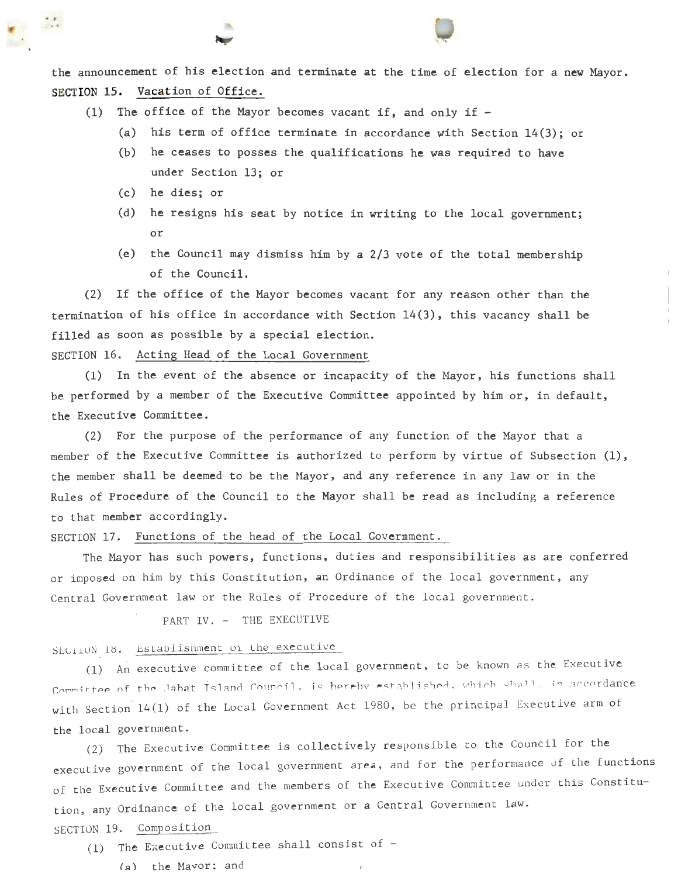the announcement of his election and terminate at the time of election for a new Mayor.

SECTION 15. Vacation of Office.

(1) The office of the Mayor becomes vacant if, and only if -

(a) his term of office terminate in accordance with Section 14(3); or

(b) he ceases to posses the qualifications he was required to have under Section 13; or

(c) he dies; or

(d) he resigns his seat by notice in writing to the local government; or

(e) the Council may dismiss him by a 2/3 vote of the total membership of the Council.

(2) If the office of the Mayor becomes vacant for any reason other than the termination of his office in accordance with Section 14(3), this vacancy shall be filled as soon as possible by a special election.

SECTION 16. Acting Head of the Local Government

(1) In the event of the absence or incapacity of the Mayor, his functions shall be performed by a member of the Executive Committee appointed by him or, in default, the Executive Committee.

(2) For the purpose of the performance of any function of the Mayor that a member of the Executive Committee is authorized to perform by virtue of Subsection (1), the member shall be deemed to be the Mayor, and any reference in any law or in the Rules of Procedure of the Council to the Mayor shall be read as including a reference to that member accordingly.

SECTION 17. Functions of the head of the Local Govermment.

The Mayor has such powers, functions, duties and responsibilities as are conferred or imposed on him by this Constitution, an Ordinance of the local government, any Central Government law or the Rules of Procedure of the local government.

PART IV. - THE EXECUTIVE

SECTION 18. Establishment of the executive

(1) An executive committee of the local government, to be known as the Executive Committee of the Jabat Island Council, is hereby established, which shall, in accordance with Section 14(1) of the Local Government Act 1980, be the principal Executive arm of the local government.

(2) The Executive Committee is collectively responsible to the Council for the executive government of the local government area, and for the performance of the functions of the Executive Committee and the members of the Executive Committee under this Constitution, any Ordinance of the local government or a Central Government law.

SECTION 19. Composition

(1) The Executive Committee shall consist of -

(a) the Mayor; and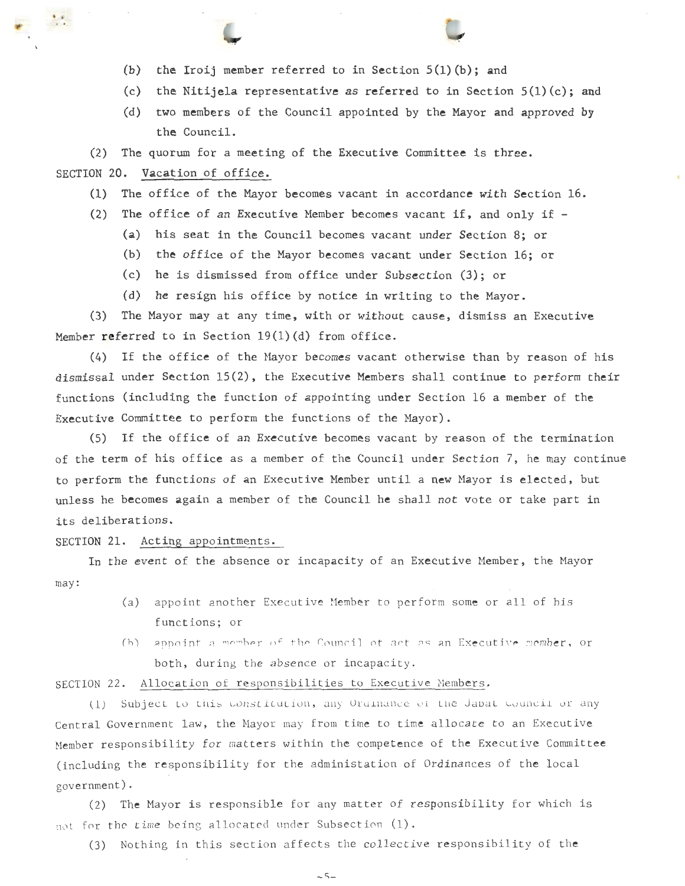(b) the Iroij member referred to in Section 5(1)(b); and

(c) the Nitijela representative as referred to in Section 5(1)(c); and

(d) two members of the Council appointed by the Mayor and approved by the Council.

(2) The quorum for a meeting of the Executive Committee is three.

SECTION 20. Vacation of office.

(1) The office of the Mayor becomes vacant in accordance with Section 16.

(2) The office of an Executive Member becomes vacant if, and only if -

(a) his seat in the Council becomes vacant under Section 8; or

(b) the office of the Mayor becomes vacant under Section 16; or

(c) he is dismissed from office under Subsection (3); or

(d) he resign his office by notice in writing to the Mayor.

(3) The Mayor may at any time, with or without cause, dismiss an Executive Member referred to in Section 19(1)(d) from office.

(4) If the office of the Mayor becomes vacant otherwise than by reason of his dismissal under Section 15(2), the Executive Members shall continue to perform their functions (including the function of appointing under Section 16 a member of the Executive Committee to perform the functions of the Mayor).

(5) If the office of an Executive becomes vacant by reason of the termination of the term of his office as a member of the Council under Section 7, he may continue to perform the functions of an Executive Member until a new Mayor is elected, but unless he becomes again a member of the Council he shall not vote or take part in its deliberations.

SECTION 21. Acting appointments.

In the event of the absence or incapacity of an Executive Member, the Mayor may:

(a) appoint another Executive Member to perform some or all of his functions; or

(b) appoint a member of the Council ot act as an Executive member, or both, during the absence or incapacity.

SECTION 22. Allocation of responsibilities to Executive Members.

(1) Subject to this Constitution, any Ordinance of the Jabat Council or any Central Government law, the Mayor may from time to time allocate to an Executive Member responsibility for matters within the competence of the Executive Committee (including the responsibility for the administation of Ordinances of the local government).

(2) The Mayor is responsible for any matter of responsibility for which is not for the time being allocated under Subsection (1).

(3) Nothing in this section affects the collective responsibility of the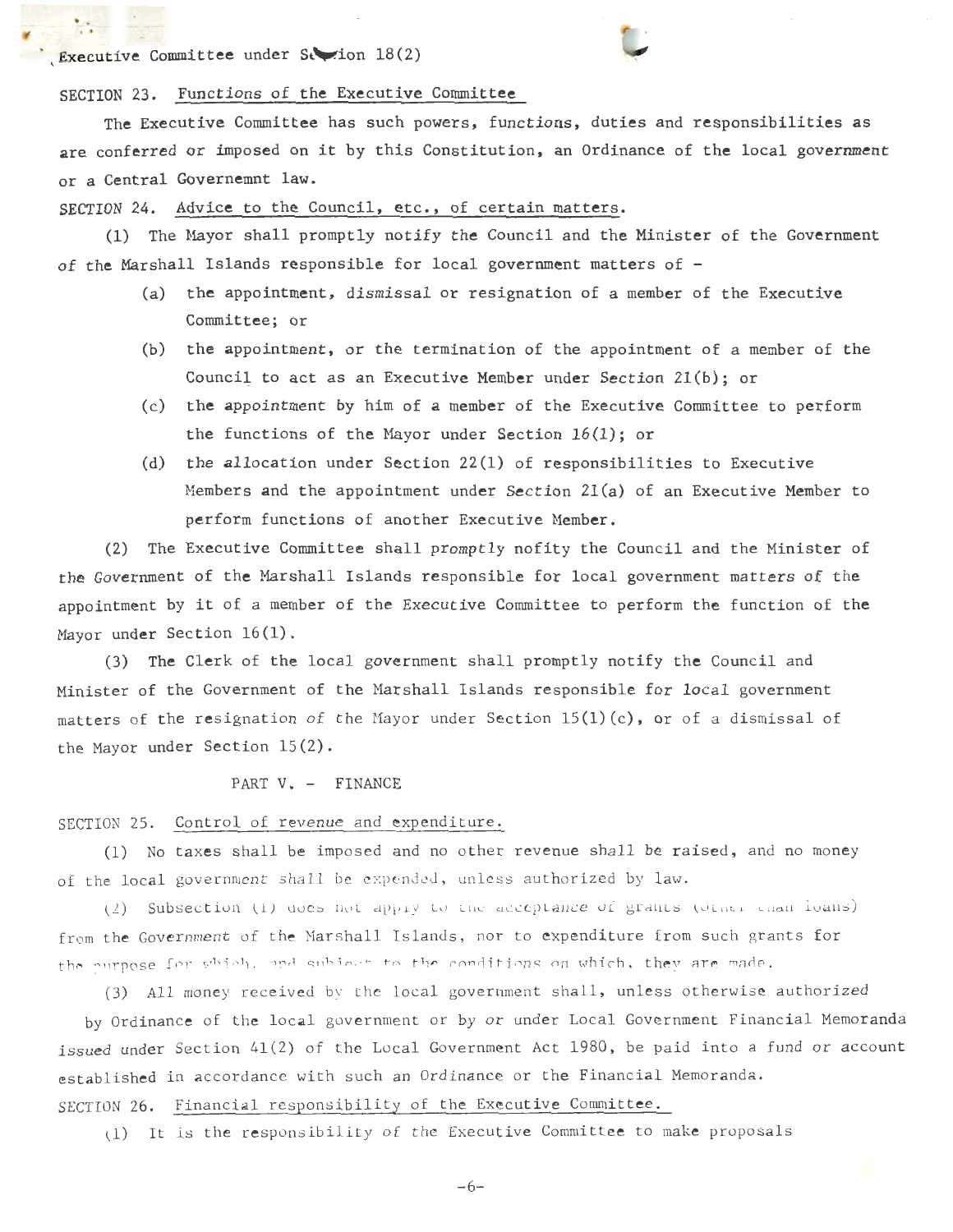Executive Committee under Section 18(2)

SECTION 23. Functions of the Executive Committee

The Executive Committee has such powers, functions, duties and responsibilities as are conferred or imposed on it by this Constitution, an Ordinance of the local government or a Central Governemnt law.

SECTION 24. Advice to the Council, etc., of certain matters.

(1) The Mayor shall promptly notify the Council and the Minister of the Government of the Marshall Islands responsible for local government matters of -

- (a) the appointment, dismissal or resignation of a member of the Executive Committee; or
- (b) the appointment, or the termination of the appointment of a member of the Council to act as an Executive Member under Section 21(b); or
- (c) the appointment by him of a member of the Executive Committee to perform the functions of the Mayor under Section 16(1); or
- (d) the allocation under Section 22(1) of responsibilities to Executive Members and the appointment under Section 21(a) of an Executive Member to perform functions of another Executive Member.

(2) The Executive Committee shall promptly nofity the Council and the Minister of the Government of the Marshall Islands responsible for local government matters of the appointment by it of a member of the Executive Committee to perform the function of the Mayor under Section 16(1).

(3) The Clerk of the local government shall promptly notify the Council and Minister of the Government of the Marshall Islands responsible for local government matters of the resignation of the Mayor under Section 15(1)(c), or of a dismissal of the Mayor under Section 15(2).

PART V. - FINANCE

SECTION 25. Control of revenue and expenditure.

(1) No taxes shall be imposed and no other revenue shall be raised, and no money of the local government shall be expended, unless authorized by law.

(2) Subsection (1) does not apply to the acceptance of grants (other than loans) from the Government of the Marshall Islands, nor to expenditure from such grants for the purpose for which, and subject to the conditions on which, they are made.

(3) All money received by the local government shall, unless otherwise authorized by Ordinance of the local government or by or under Local Government Financial Memoranda issued under Section 41(2) of the Local Government Act 1980, be paid into a fund or account established in accordance with such an Ordinance or the Financial Memoranda.

SECTION 26. Financial responsibility of the Executive Committee.

(1) It is the responsibility of the Executive Committee to make proposals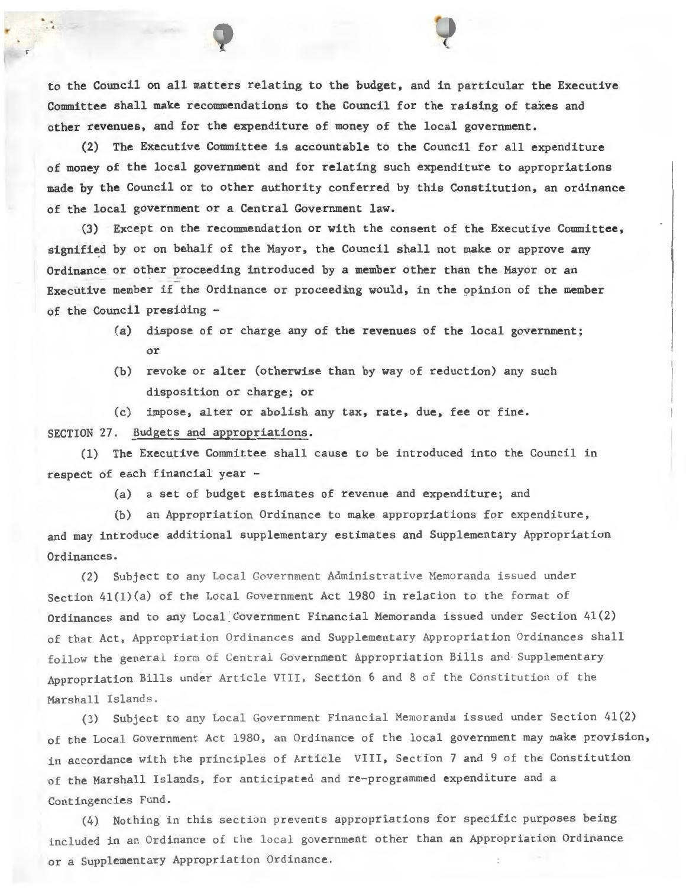to the Council on all matters relating to the budget, and in particular the Executive Committee shall make recommendations to the Council for the raising of taxes and other revenues, and for the expenditure of money of the local government.

(2) The Executive Committee is accountable to the Council for all expenditure of money of the local government and for relating such expenditure to appropriations made by the Council or to other authority conferred by this Constitution, an ordinance of the local government or a Central Government law.

(3) Except on the recommendation or with the consent of the Executive Committee, signified by or on behalf of the Mayor, the Council shall not make or approve any Ordinance or other proceeding introduced by a member other than the Mayor or an Executive member if the Ordinance or proceeding would, in the opinion of the member of the Council presiding -

(a) dispose of or charge any of the revenues of the local government; or

(b) revoke or alter (otherwise than by way of reduction) any such disposition or charge; or

(c) impose, alter or abolish any tax, rate, due, fee or fine.

SECTION 27. Budgets and appropriations.

(1) The Executive Committee shall cause to be introduced into the Council in respect of each financial year -

(a) a set of budget estimates of revenue and expenditure; and

(b) an Appropriation Ordinance to make appropriations for expenditure,

and may introduce additional supplementary estimates and Supplementary Appropriation Ordinances.

(2) Subject to any Local Government Administrative Memoranda issued under Section 41(1)(a) of the Local Government Act 1980 in relation to the format of Ordinances and to any Local Government Financial Memoranda issued under Section 41(2) of that Act, Appropriation Ordinances and Supplementary Appropriation Ordinances shall follow the general form of Central Government Appropriation Bills and Supplementary Appropriation Bills under Article VIII, Section 6 and 8 of the Constitution of the Marshall Islands.

(3) Subject to any Local Government Financial Memoranda issued under Section 41(2) of the Local Government Act 1980, an Ordinance of the local government may make provision, in accordance with the principles of Article VIII, Section 7 and 9 of the Constitution of the Marshall Islands, for anticipated and re-programmed expenditure and a Contingencies Fund.

(4) Nothing in this section prevents appropriations for specific purposes being included in an Ordinance of the local government other than an Appropriation Ordinance or a Supplementary Appropriation Ordinance.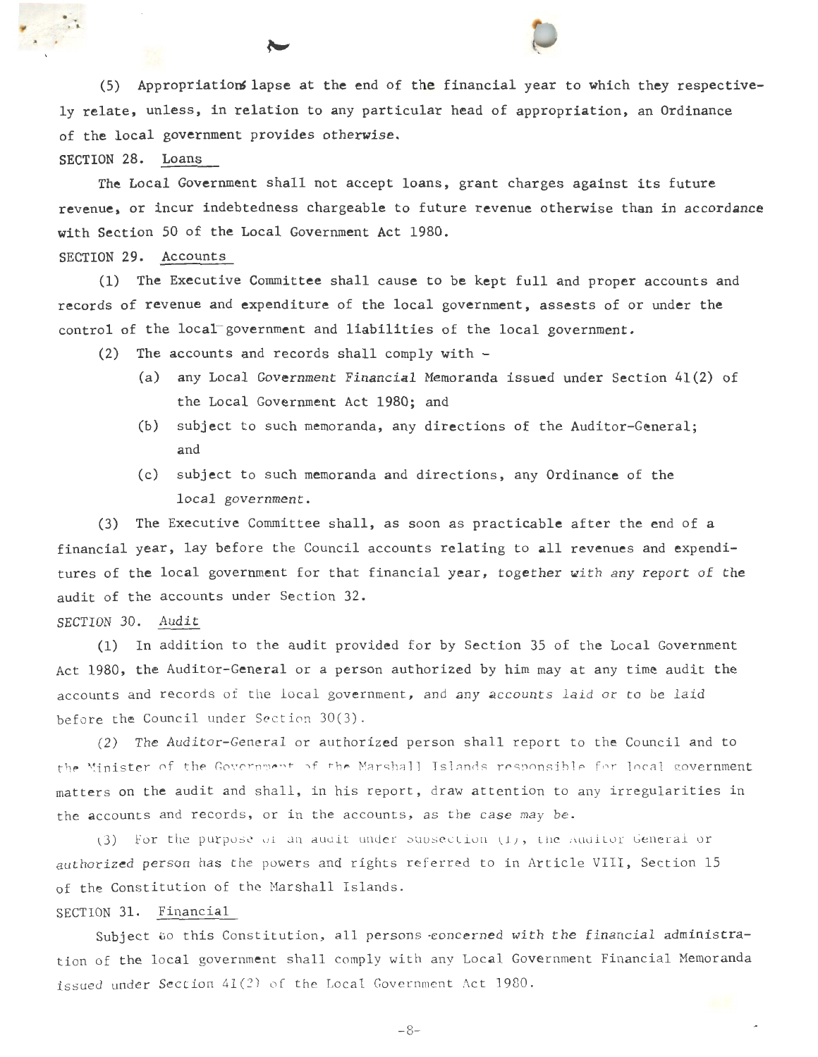(5) Appropriations lapse at the end of the financial year to which they respectively relate, unless, in relation to any particular head of appropriation, an Ordinance of the local government provides otherwise.

SECTION 28. Loans

The Local Government shall not accept loans, grant charges against its future revenue, or incur indebtedness chargeable to future revenue otherwise than in accordance with Section 50 of the Local Government Act 1980.

SECTION 29. Accounts

(1) The Executive Committee shall cause to be kept full and proper accounts and records of revenue and expenditure of the local government, assests of or under the control of the local government and liabilities of the local government.

(2) The accounts and records shall comply with -

(a) any Local Government Financial Memoranda issued under Section 41(2) of the Local Government Act 1980; and

(b) subject to such memoranda, any directions of the Auditor-General; and

(c) subject to such memoranda and directions, any Ordinance of the local government.

(3) The Executive Committee shall, as soon as practicable after the end of a financial year, lay before the Council accounts relating to all revenues and expenditures of the local government for that financial year, together with any report of the audit of the accounts under Section 32.

SECTION 30. Audit

(1) In addition to the audit provided for by Section 35 of the Local Government Act 1980, the Auditor-General or a person authorized by him may at any time audit the accounts and records of the local government, and any accounts laid or to be laid before the Council under Section 30(3).

(2) The Auditor-General or authorized person shall report to the Council and to the Minister of the Government of the Marshall Islands responsible for local government matters on the audit and shall, in his report, draw attention to any irregularities in the accounts and records, or in the accounts, as the case may be.

(3) For the purpose of an audit under subsection (1), the Auditor General or authorized person has the powers and rights referred to in Article VIII, Section 15 of the Constitution of the Marshall Islands.

SECTION 31. Financial

Subject to this Constitution, all persons concerned with the financial administration of the local government shall comply with any Local Government Financial Memoranda issued under Section 41(2) of the Local Government Act 1980.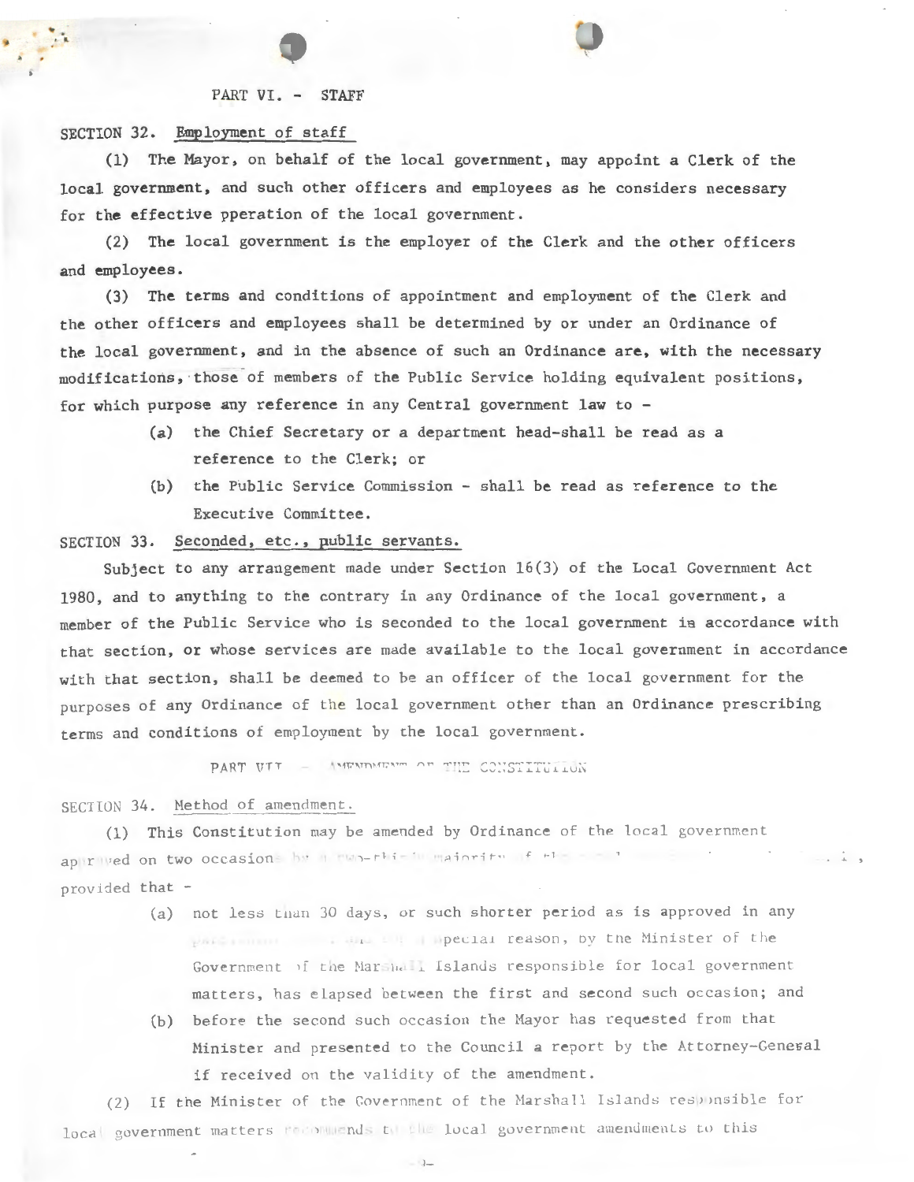## PART VI. - STAFF

SECTION 32. Employment of staff

(1) The Mayor, on behalf of the local government, may appoint a Clerk of the local government, and such other officers and employees as he considers necessary for the effective pperation of the local government.

(2) The local government is the employer of the Clerk and the other officers and employees.

(3) The terms and conditions of appointment and employment of the Clerk and the other officers and employees shall be determined by or under an Ordinance of the local government, and in the absence of such an Ordinance are, with the necessary modifications, those of members of the Public Service holding equivalent positions, for which purpose any reference in any Central government law to -

- (a) the Chief Secretary or a department head-shall be read as a reference to the Clerk; or
- (b) the Public Service Commission - shall be read as reference to the Executive Committee.

SECTION 33. Seconded, etc., public servants.

Subject to any arrangement made under Section 16(3) of the Local Government Act 1980, and to anything to the contrary in any Ordinance of the local government, a member of the Public Service who is seconded to the local government in accordance with that section, or whose services are made available to the local government in accordance with that section, shall be deemed to be an officer of the local government for the purposes of any Ordinance of the local government other than an Ordinance prescribing terms and conditions of employment by the local government.

## PART VII. - AMENDMENT OF THE CONSTITUTION

SECTION 34. Method of amendment.

(1) This Constitution may be amended by Ordinance of the local government approved on two occasions by a two-thirds majority of the ... , provided that -

- (a) not less than 30 days, or such shorter period as is approved in any particular ... special reason, by the Minister of the Government of the Marshall Islands responsible for local government matters, has elapsed between the first and second such occasion; and
- (b) before the second such occasion the Mayor has requested from that Minister and presented to the Council a report by the Attorney-General if received on the validity of the amendment.

(2) If the Minister of the Government of the Marshall Islands responsible for local government matters recommends to the local government amendments to this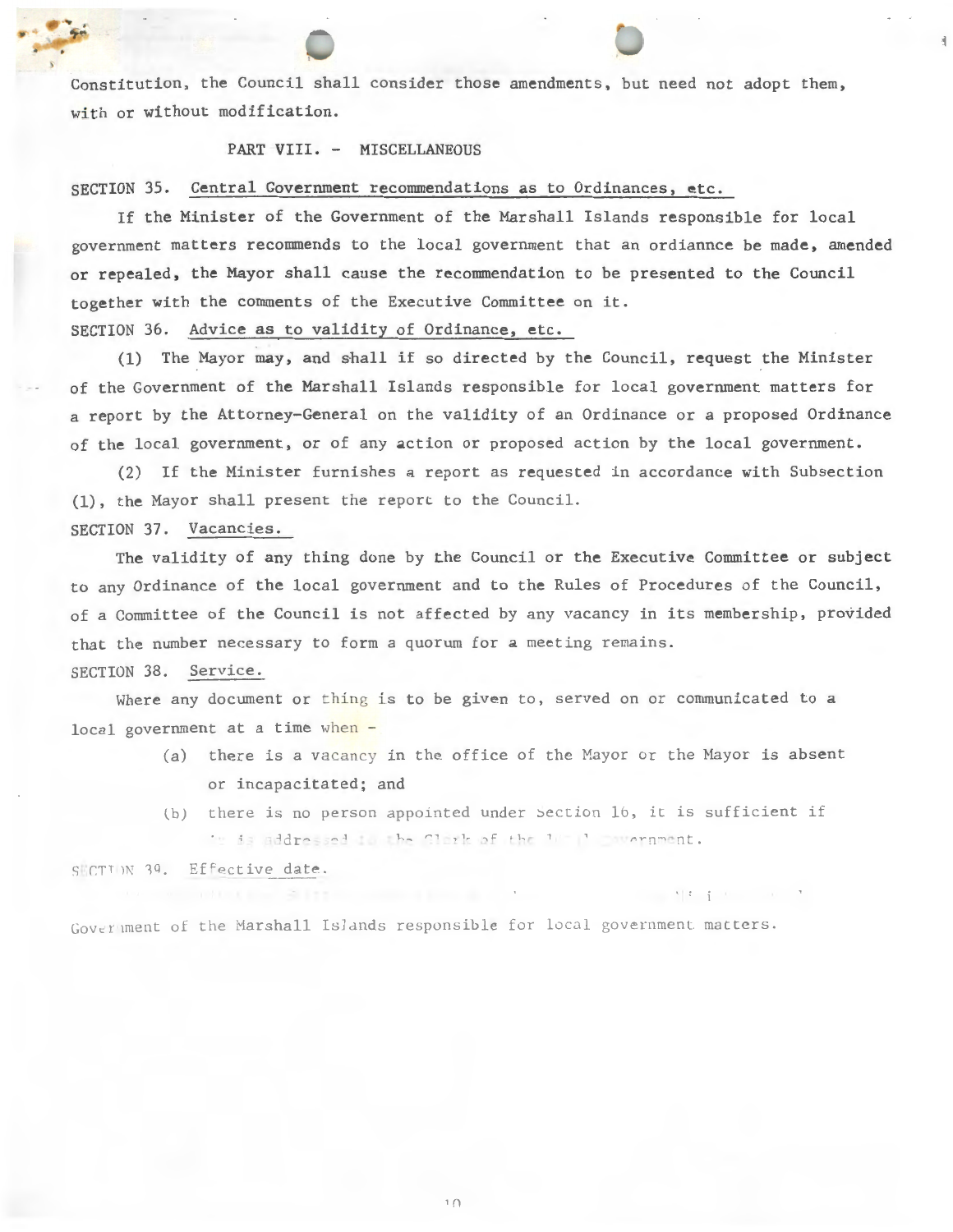Constitution, the Council shall consider those amendments, but need not adopt them, with or without modification.

## PART VIII. - MISCELLANEOUS

SECTION 35. Central Government recommendations as to Ordinances, etc.

If the Minister of the Government of the Marshall Islands responsible for local government matters recommends to the local government that an ordiannce be made, amended or repealed, the Mayor shall cause the recommendation to be presented to the Council together with the comments of the Executive Committee on it.

SECTION 36. Advice as to validity of Ordinance, etc.

(1) The Mayor may, and shall if so directed by the Council, request the Minister of the Government of the Marshall Islands responsible for local government matters for a report by the Attorney-General on the validity of an Ordinance or a proposed Ordinance of the local government, or of any action or proposed action by the local government.

(2) If the Minister furnishes a report as requested in accordance with Subsection (1), the Mayor shall present the report to the Council.

SECTION 37. Vacancies.

The validity of any thing done by the Council or the Executive Committee or subject to any Ordinance of the local government and to the Rules of Procedures of the Council, of a Committee of the Council is not affected by any vacancy in its membership, provided that the number necessary to form a quorum for a meeting remains.

SECTION 38. Service.

Where any document or thing is to be given to, served on or communicated to a local government at a time when -

(a) there is a vacancy in the office of the Mayor or the Mayor is absent or incapacitated; and

(b) there is no person appointed under Section 16, it is sufficient if it is addressed to the Clerk of the local government.

SECTION 39. Effective date.

Government of the Marshall Islands responsible for local government matters.